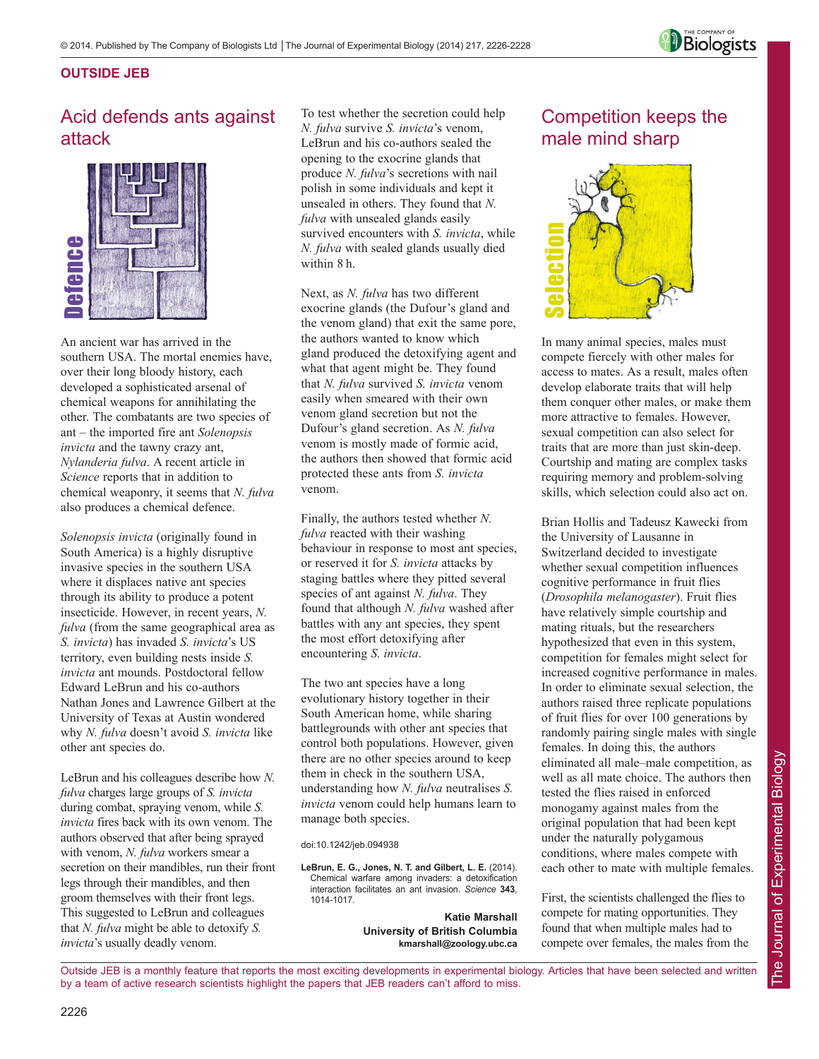## OUTSIDE JEB

# Acid defends ants against attack

An ancient war has arrived in the southern USA. The mortal enemies have, over their long bloody history, each developed a sophisticated arsenal of chemical weapons for annihilating the other. The combatants are two species of ant – the imported fire ant *Solenopsis invicta* and the tawny crazy ant, *Nylanderia fulva*. A recent article in *Science* reports that in addition to chemical weaponry, it seems that *N. fulva* also produces a chemical defence.

*Solenopsis invicta* (originally found in South America) is a highly disruptive invasive species in the southern USA where it displaces native ant species through its ability to produce a potent insecticide. However, in recent years, *N. fulva* (from the same geographical area as *S. invicta*) has invaded *S. invicta*'s US territory, even building nests inside *S. invicta* ant mounds. Postdoctoral fellow Edward LeBrun and his co-authors Nathan Jones and Lawrence Gilbert at the University of Texas at Austin wondered why *N. fulva* doesn't avoid *S. invicta* like other ant species do.

LeBrun and his colleagues describe how *N. fulva* charges large groups of *S. invicta* during combat, spraying venom, while *S. invicta* fires back with its own venom. The authors observed that after being sprayed with venom, *N. fulva* workers smear a secretion on their mandibles, run their front legs through their mandibles, and then groom themselves with their front legs. This suggested to LeBrun and colleagues that *N. fulva* might be able to detoxify *S. invicta*'s usually deadly venom.

To test whether the secretion could help *N. fulva* survive *S. invicta*'s venom, LeBrun and his co-authors sealed the opening to the exocrine glands that produce *N. fulva*'s secretions with nail polish in some individuals and kept it unsealed in others. They found that *N. fulva* with unsealed glands easily survived encounters with *S. invicta*, while *N. fulva* with sealed glands usually died within 8 h.

Next, as *N. fulva* has two different exocrine glands (the Dufour's gland and the venom gland) that exit the same pore, the authors wanted to know which gland produced the detoxifying agent and what that agent might be. They found that *N. fulva* survived *S. invicta* venom easily when smeared with their own venom gland secretion but not the Dufour's gland secretion. As *N. fulva* venom is mostly made of formic acid, the authors then showed that formic acid protected these ants from *S. invicta* venom.

Finally, the authors tested whether *N. fulva* reacted with their washing behaviour in response to most ant species, or reserved it for *S. invicta* attacks by staging battles where they pitted several species of ant against *N. fulva*. They found that although *N. fulva* washed after battles with any ant species, they spent the most effort detoxifying after encountering *S. invicta*.

The two ant species have a long evolutionary history together in their South American home, while sharing battlegrounds with other ant species that control both populations. However, given there are no other species around to keep them in check in the southern USA, understanding how *N. fulva* neutralises *S. invicta* venom could help humans learn to manage both species.

doi:10.1242/jeb.094938

**LeBrun, E. G., Jones, N. T. and Gilbert, L. E.** (2014). Chemical warfare among invaders: a detoxification interaction facilitates an ant invasion. *Science* **343**, 1014-1017.

**Katie Marshall**
**University of British Columbia**
**kmarshall@zoology.ubc.ca**

# Competition keeps the male mind sharp

In many animal species, males must compete fiercely with other males for access to mates. As a result, males often develop elaborate traits that will help them conquer other males, or make them more attractive to females. However, sexual competition can also select for traits that are more than just skin-deep. Courtship and mating are complex tasks requiring memory and problem-solving skills, which selection could also act on.

Brian Hollis and Tadeusz Kawecki from the University of Lausanne in Switzerland decided to investigate whether sexual competition influences cognitive performance in fruit flies (*Drosophila melanogaster*). Fruit flies have relatively simple courtship and mating rituals, but the researchers hypothesized that even in this system, competition for females might select for increased cognitive performance in males. In order to eliminate sexual selection, the authors raised three replicate populations of fruit flies for over 100 generations by randomly pairing single males with single females. In doing this, the authors eliminated all male–male competition, as well as all mate choice. The authors then tested the flies raised in enforced monogamy against males from the original population that had been kept under the naturally polygamous conditions, where males compete with each other to mate with multiple females.

First, the scientists challenged the flies to compete for mating opportunities. They found that when multiple males had to compete over females, the males from the

Outside JEB is a monthly feature that reports the most exciting developments in experimental biology. Articles that have been selected and written by a team of active research scientists highlight the papers that JEB readers can't afford to miss.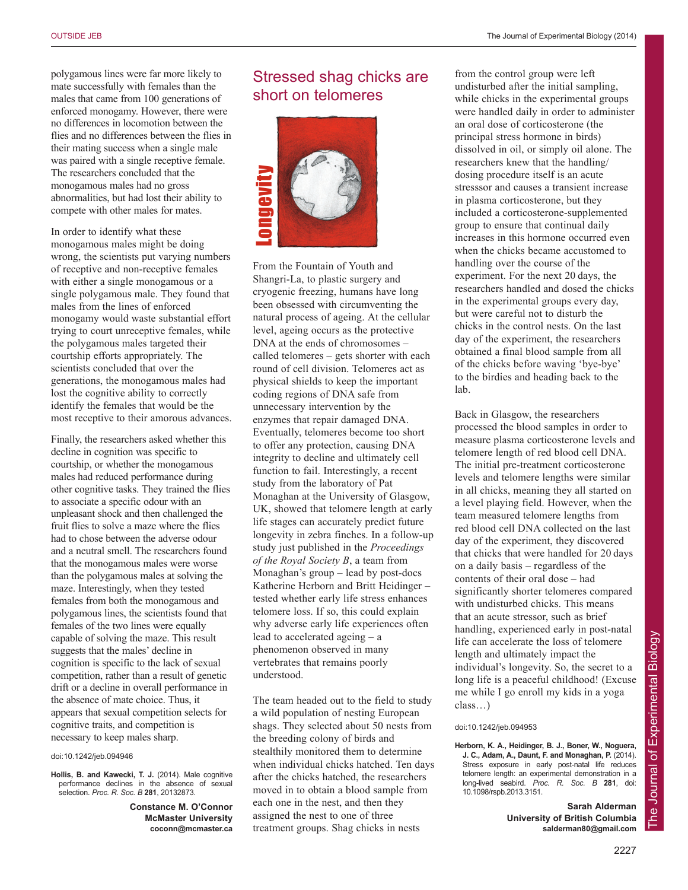polygamous lines were far more likely to mate successfully with females than the males that came from 100 generations of enforced monogamy. However, there were no differences in locomotion between the flies and no differences between the flies in their mating success when a single male was paired with a single receptive female. The researchers concluded that the monogamous males had no gross abnormalities, but had lost their ability to compete with other males for mates.

In order to identify what these monogamous males might be doing wrong, the scientists put varying numbers of receptive and non-receptive females with either a single monogamous or a single polygamous male. They found that males from the lines of enforced monogamy would waste substantial effort trying to court unreceptive females, while the polygamous males targeted their courtship efforts appropriately. The scientists concluded that over the generations, the monogamous males had lost the cognitive ability to correctly identify the females that would be the most receptive to their amorous advances.

Finally, the researchers asked whether this decline in cognition was specific to courtship, or whether the monogamous males had reduced performance during other cognitive tasks. They trained the flies to associate a specific odour with an unpleasant shock and then challenged the fruit flies to solve a maze where the flies had to chose between the adverse odour and a neutral smell. The researchers found that the monogamous males were worse than the polygamous males at solving the maze. Interestingly, when they tested females from both the monogamous and polygamous lines, the scientists found that females of the two lines were equally capable of solving the maze. This result suggests that the males' decline in cognition is specific to the lack of sexual competition, rather than a result of genetic drift or a decline in overall performance in the absence of mate choice. Thus, it appears that sexual competition selects for cognitive traits, and competition is necessary to keep males sharp.

doi:10.1242/jeb.094946

**Hollis, B. and Kawecki, T. J.** (2014). Male cognitive performance declines in the absence of sexual selection. *Proc. R. Soc. B* **281**, 20132873.

**Constance M. O'Connor**
**McMaster University**
**coconn@mcmaster.ca**

## Stressed shag chicks are short on telomeres

From the Fountain of Youth and Shangri-La, to plastic surgery and cryogenic freezing, humans have long been obsessed with circumventing the natural process of ageing. At the cellular level, ageing occurs as the protective DNA at the ends of chromosomes – called telomeres – gets shorter with each round of cell division. Telomeres act as physical shields to keep the important coding regions of DNA safe from unnecessary intervention by the enzymes that repair damaged DNA. Eventually, telomeres become too short to offer any protection, causing DNA integrity to decline and ultimately cell function to fail. Interestingly, a recent study from the laboratory of Pat Monaghan at the University of Glasgow, UK, showed that telomere length at early life stages can accurately predict future longevity in zebra finches. In a follow-up study just published in the *Proceedings of the Royal Society B*, a team from Monaghan's group – lead by post-docs Katherine Herborn and Britt Heidinger – tested whether early life stress enhances telomere loss. If so, this could explain why adverse early life experiences often lead to accelerated ageing – a phenomenon observed in many vertebrates that remains poorly understood.

The team headed out to the field to study a wild population of nesting European shags. They selected about 50 nests from the breeding colony of birds and stealthily monitored them to determine when individual chicks hatched. Ten days after the chicks hatched, the researchers moved in to obtain a blood sample from each one in the nest, and then they assigned the nest to one of three treatment groups. Shag chicks in nests from the control group were left undisturbed after the initial sampling, while chicks in the experimental groups were handled daily in order to administer an oral dose of corticosterone (the principal stress hormone in birds) dissolved in oil, or simply oil alone. The researchers knew that the handling/dosing procedure itself is an acute stresssor and causes a transient increase in plasma corticosterone, but they included a corticosterone-supplemented group to ensure that continual daily increases in this hormone occurred even when the chicks became accustomed to handling over the course of the experiment. For the next 20 days, the researchers handled and dosed the chicks in the experimental groups every day, but were careful not to disturb the chicks in the control nests. On the last day of the experiment, the researchers obtained a final blood sample from all of the chicks before waving 'bye-bye' to the birdies and heading back to the lab.

Back in Glasgow, the researchers processed the blood samples in order to measure plasma corticosterone levels and telomere length of red blood cell DNA. The initial pre-treatment corticosterone levels and telomere lengths were similar in all chicks, meaning they all started on a level playing field. However, when the team measured telomere lengths from red blood cell DNA collected on the last day of the experiment, they discovered that chicks that were handled for 20 days on a daily basis – regardless of the contents of their oral dose – had significantly shorter telomeres compared with undisturbed chicks. This means that an acute stressor, such as brief handling, experienced early in post-natal life can accelerate the loss of telomere length and ultimately impact the individual's longevity. So, the secret to a long life is a peaceful childhood! (Excuse me while I go enroll my kids in a yoga class…)

doi:10.1242/jeb.094953

**Herborn, K. A., Heidinger, B. J., Boner, W., Noguera, J. C., Adam, A., Daunt, F. and Monaghan, P.** (2014). Stress exposure in early post-natal life reduces telomere length: an experimental demonstration in a long-lived seabird. *Proc. R. Soc. B* **281**, doi: 10.1098/rspb.2013.3151.

**Sarah Alderman**
**University of British Columbia**
**salderman80@gmail.com**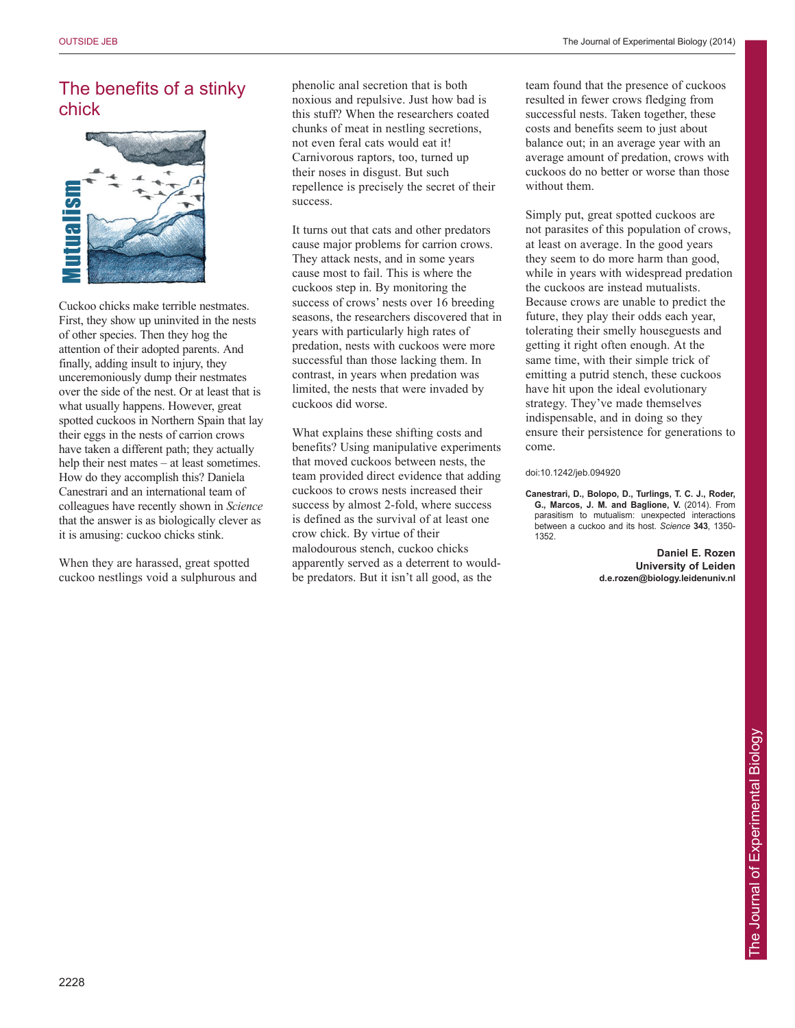# The benefits of a stinky chick

Cuckoo chicks make terrible nestmates. First, they show up uninvited in the nests of other species. Then they hog the attention of their adopted parents. And finally, adding insult to injury, they unceremoniously dump their nestmates over the side of the nest. Or at least that is what usually happens. However, great spotted cuckoos in Northern Spain that lay their eggs in the nests of carrion crows have taken a different path; they actually help their nest mates – at least sometimes. How do they accomplish this? Daniela Canestrari and an international team of colleagues have recently shown in *Science* that the answer is as biologically clever as it is amusing: cuckoo chicks stink.

When they are harassed, great spotted cuckoo nestlings void a sulphurous and phenolic anal secretion that is both noxious and repulsive. Just how bad is this stuff? When the researchers coated chunks of meat in nestling secretions, not even feral cats would eat it! Carnivorous raptors, too, turned up their noses in disgust. But such repellence is precisely the secret of their success.

It turns out that cats and other predators cause major problems for carrion crows. They attack nests, and in some years cause most to fail. This is where the cuckoos step in. By monitoring the success of crows' nests over 16 breeding seasons, the researchers discovered that in years with particularly high rates of predation, nests with cuckoos were more successful than those lacking them. In contrast, in years when predation was limited, the nests that were invaded by cuckoos did worse.

What explains these shifting costs and benefits? Using manipulative experiments that moved cuckoos between nests, the team provided direct evidence that adding cuckoos to crows nests increased their success by almost 2-fold, where success is defined as the survival of at least one crow chick. By virtue of their malodourous stench, cuckoo chicks apparently served as a deterrent to would-be predators. But it isn't all good, as the team found that the presence of cuckoos resulted in fewer crows fledging from successful nests. Taken together, these costs and benefits seem to just about balance out; in an average year with an average amount of predation, crows with cuckoos do no better or worse than those without them.

Simply put, great spotted cuckoos are not parasites of this population of crows, at least on average. In the good years they seem to do more harm than good, while in years with widespread predation the cuckoos are instead mutualists. Because crows are unable to predict the future, they play their odds each year, tolerating their smelly houseguests and getting it right often enough. At the same time, with their simple trick of emitting a putrid stench, these cuckoos have hit upon the ideal evolutionary strategy. They've made themselves indispensable, and in doing so they ensure their persistence for generations to come.

doi:10.1242/jeb.094920

**Canestrari, D., Bolopo, D., Turlings, T. C. J., Roder, G., Marcos, J. M. and Baglione, V.** (2014). From parasitism to mutualism: unexpected interactions between a cuckoo and its host. *Science* **343**, 1350-1352.

**Daniel E. Rozen**
**University of Leiden**
**d.e.rozen@biology.leidenuniv.nl**